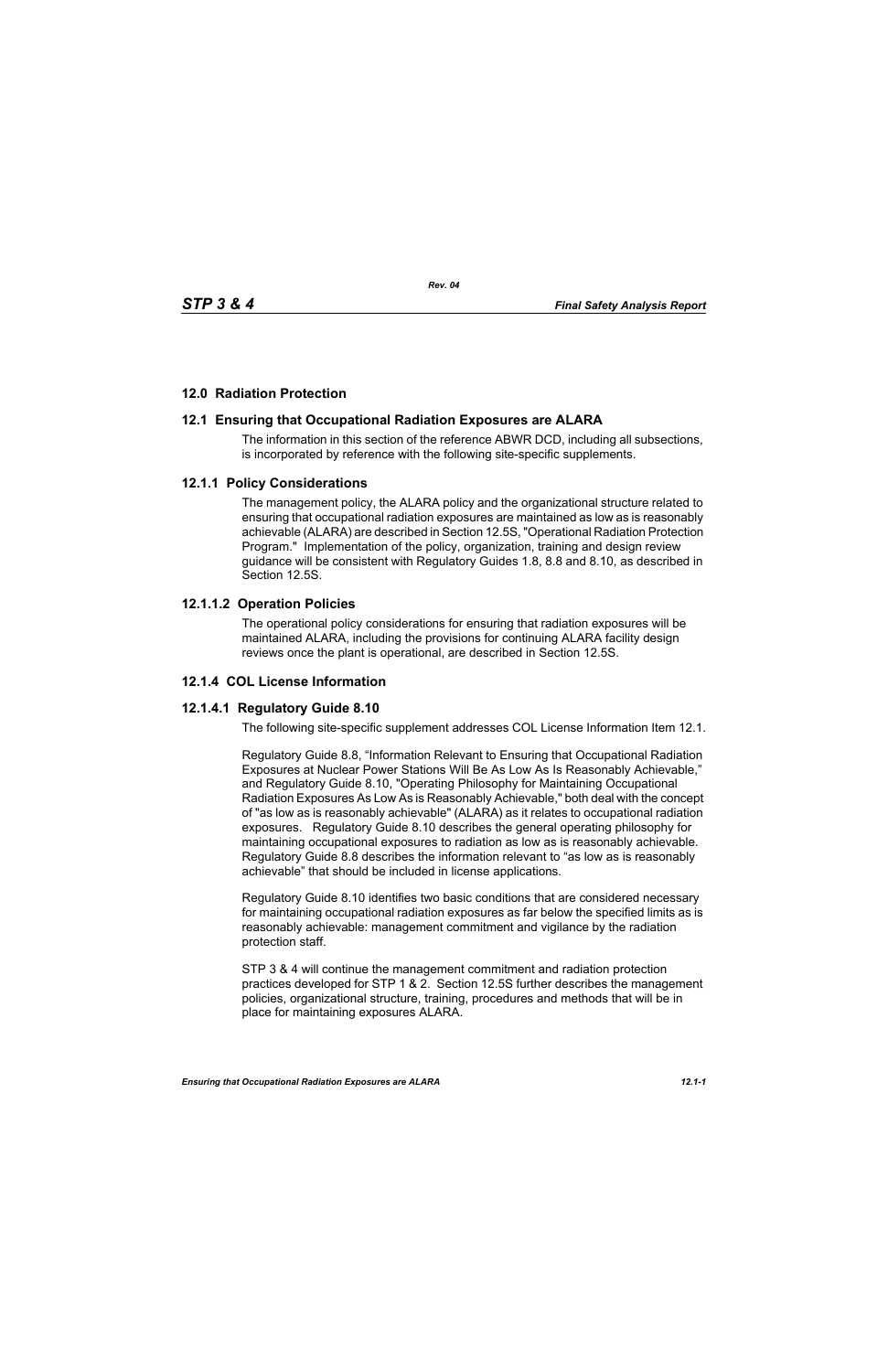# 12.0 Radiation Protection

## 12.1 Ensuring that Occupational Radiation Exposures are ALARA

The information in this section of the reference ABWR DCD, including all subsections, is incorporated by reference with the following site-specific supplements.

### 12.1.1 Policy Considerations

The management policy, the ALARA policy and the organizational structure related to ensuring that occupational radiation exposures are maintained as low as is reasonably achievable (ALARA) are described in Section 12.5S, "Operational Radiation Protection Program." Implementation of the policy, organization, training and design review guidance will be consistent with Regulatory Guides 1.8, 8.8 and 8.10, as described in Section 12.5S.

#### 12.1.1.2 Operation Policies

The operational policy considerations for ensuring that radiation exposures will be maintained ALARA, including the provisions for continuing ALARA facility design reviews once the plant is operational, are described in Section 12.5S.

### 12.1.4 COL License Information

#### 12.1.4.1 Regulatory Guide 8.10

The following site-specific supplement addresses COL License Information Item 12.1.

Regulatory Guide 8.8, "Information Relevant to Ensuring that Occupational Radiation Exposures at Nuclear Power Stations Will Be As Low As Is Reasonably Achievable," and Regulatory Guide 8.10, "Operating Philosophy for Maintaining Occupational Radiation Exposures As Low As is Reasonably Achievable," both deal with the concept of "as low as is reasonably achievable" (ALARA) as it relates to occupational radiation exposures. Regulatory Guide 8.10 describes the general operating philosophy for maintaining occupational exposures to radiation as low as is reasonably achievable. Regulatory Guide 8.8 describes the information relevant to "as low as is reasonably achievable" that should be included in license applications.

Regulatory Guide 8.10 identifies two basic conditions that are considered necessary for maintaining occupational radiation exposures as far below the specified limits as is reasonably achievable: management commitment and vigilance by the radiation protection staff.

STP 3 & 4 will continue the management commitment and radiation protection practices developed for STP 1 & 2. Section 12.5S further describes the management policies, organizational structure, training, procedures and methods that will be in place for maintaining exposures ALARA.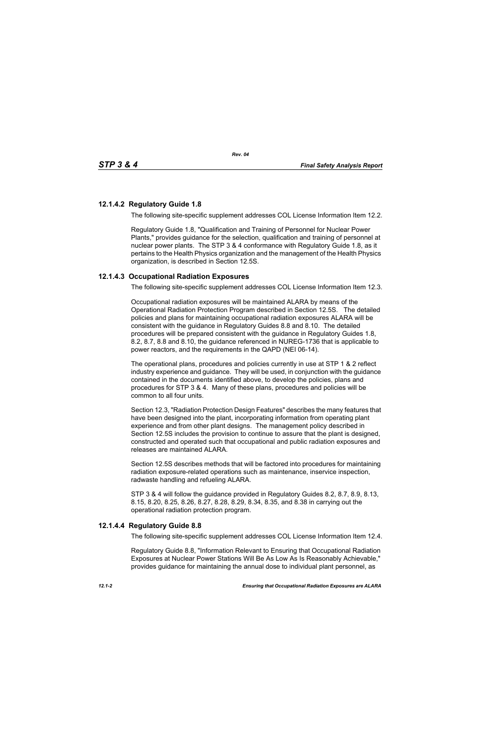### 12.1.4.2 Regulatory Guide 1.8

The following site-specific supplement addresses COL License Information Item 12.2.

Regulatory Guide 1.8, "Qualification and Training of Personnel for Nuclear Power Plants," provides guidance for the selection, qualification and training of personnel at nuclear power plants. The STP 3 & 4 conformance with Regulatory Guide 1.8, as it pertains to the Health Physics organization and the management of the Health Physics organization, is described in Section 12.5S.

### 12.1.4.3 Occupational Radiation Exposures

The following site-specific supplement addresses COL License Information Item 12.3.

Occupational radiation exposures will be maintained ALARA by means of the Operational Radiation Protection Program described in Section 12.5S. The detailed policies and plans for maintaining occupational radiation exposures ALARA will be consistent with the guidance in Regulatory Guides 8.8 and 8.10. The detailed procedures will be prepared consistent with the guidance in Regulatory Guides 1.8, 8.2, 8.7, 8.8 and 8.10, the guidance referenced in NUREG-1736 that is applicable to power reactors, and the requirements in the QAPD (NEI 06-14).

The operational plans, procedures and policies currently in use at STP 1 & 2 reflect industry experience and guidance. They will be used, in conjunction with the guidance contained in the documents identified above, to develop the policies, plans and procedures for STP 3 & 4. Many of these plans, procedures and policies will be common to all four units.

Section 12.3, "Radiation Protection Design Features" describes the many features that have been designed into the plant, incorporating information from operating plant experience and from other plant designs. The management policy described in Section 12.5S includes the provision to continue to assure that the plant is designed, constructed and operated such that occupational and public radiation exposures and releases are maintained ALARA.

Section 12.5S describes methods that will be factored into procedures for maintaining radiation exposure-related operations such as maintenance, inservice inspection, radwaste handling and refueling ALARA.

STP 3 & 4 will follow the guidance provided in Regulatory Guides 8.2, 8.7, 8.9, 8.13, 8.15, 8.20, 8.25, 8.26, 8.27, 8.28, 8.29, 8.34, 8.35, and 8.38 in carrying out the operational radiation protection program.

### 12.1.4.4 Regulatory Guide 8.8

The following site-specific supplement addresses COL License Information Item 12.4.

Regulatory Guide 8.8, "Information Relevant to Ensuring that Occupational Radiation Exposures at Nuclear Power Stations Will Be As Low As Is Reasonably Achievable," provides guidance for maintaining the annual dose to individual plant personnel, as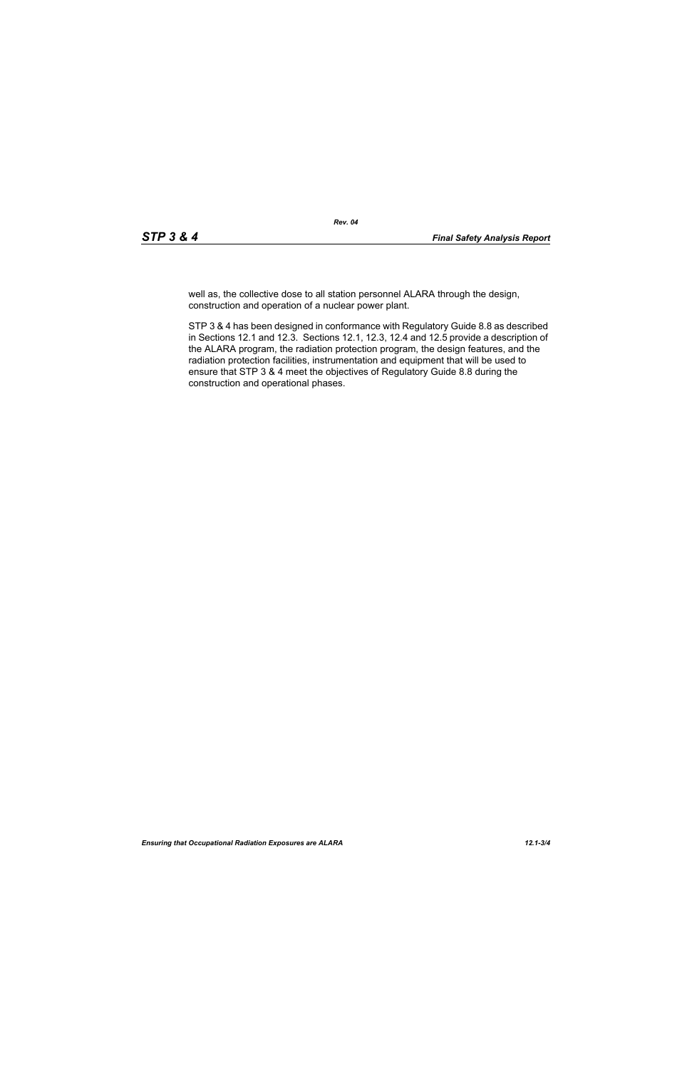well as, the collective dose to all station personnel ALARA through the design, construction and operation of a nuclear power plant.

STP 3 & 4 has been designed in conformance with Regulatory Guide 8.8 as described in Sections 12.1 and 12.3. Sections 12.1, 12.3, 12.4 and 12.5 provide a description of the ALARA program, the radiation protection program, the design features, and the radiation protection facilities, instrumentation and equipment that will be used to ensure that STP 3 & 4 meet the objectives of Regulatory Guide 8.8 during the construction and operational phases.